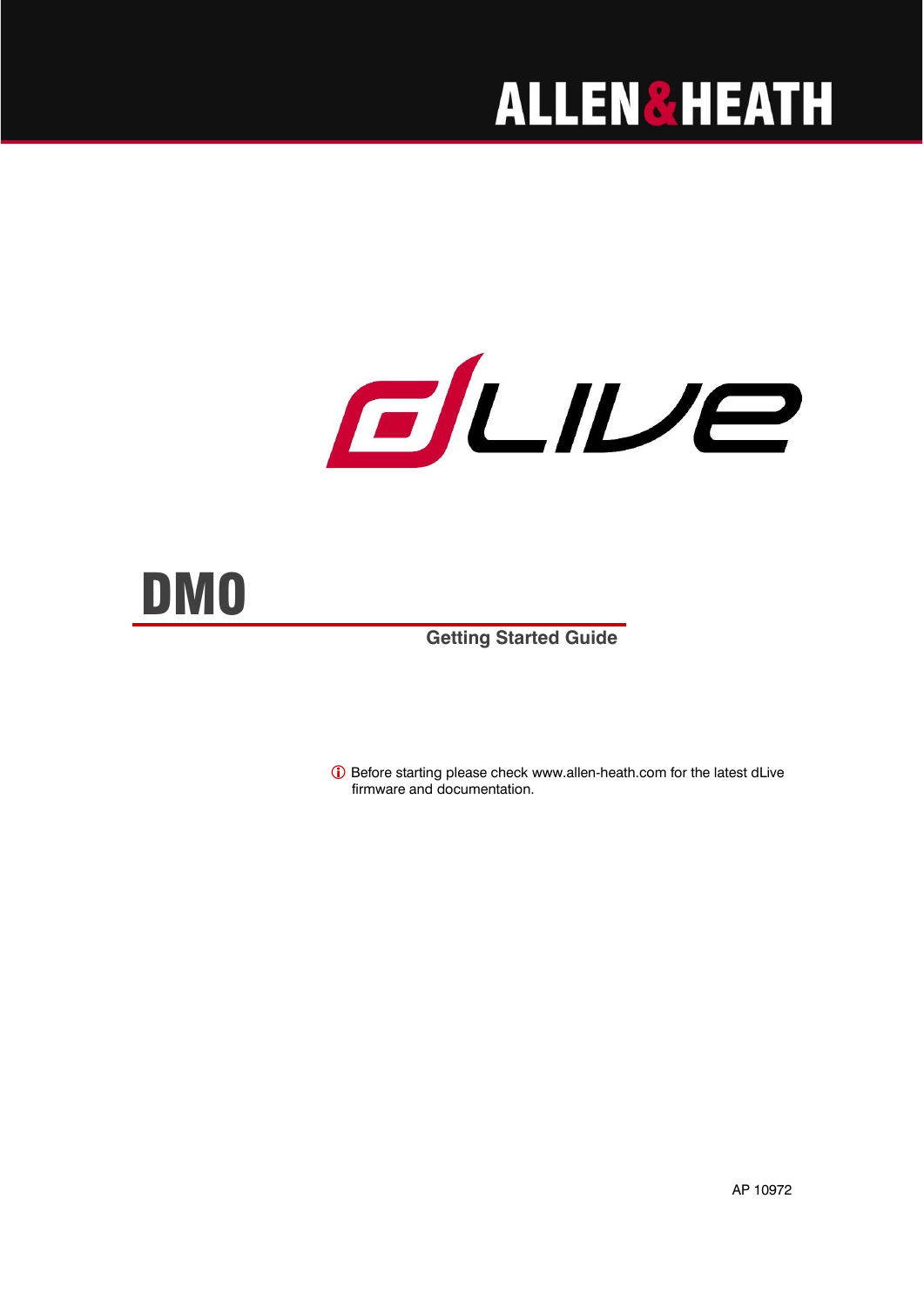ALLEN&HEATH

dLive

# DMO

## Getting Started Guide

ⓘ Before starting please check www.allen-heath.com for the latest dLive firmware and documentation.

AP 10972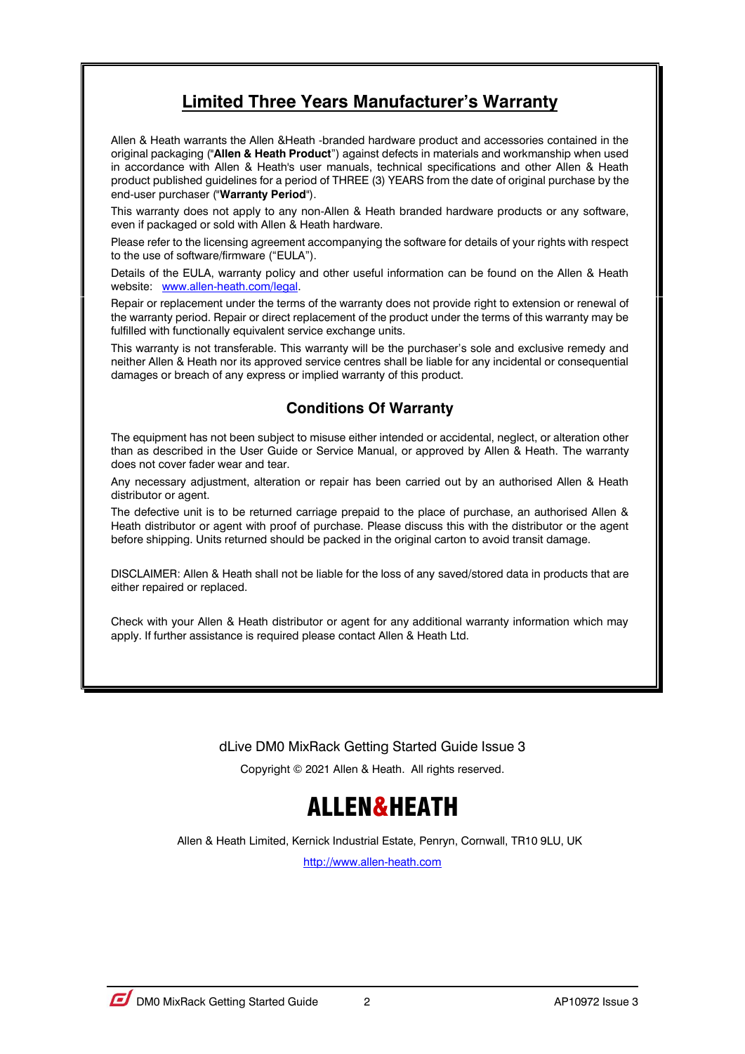## Limited Three Years Manufacturer's Warranty

Allen & Heath warrants the Allen &Heath -branded hardware product and accessories contained in the original packaging ("**Allen & Heath Product**") against defects in materials and workmanship when used in accordance with Allen & Heath's user manuals, technical specifications and other Allen & Heath product published guidelines for a period of THREE (3) YEARS from the date of original purchase by the end-user purchaser ("**Warranty Period**").

This warranty does not apply to any non-Allen & Heath branded hardware products or any software, even if packaged or sold with Allen & Heath hardware.

Please refer to the licensing agreement accompanying the software for details of your rights with respect to the use of software/firmware ("EULA").

Details of the EULA, warranty policy and other useful information can be found on the Allen & Heath website: [www.allen-heath.com/legal](http://www.allen-heath.com/legal).

Repair or replacement under the terms of the warranty does not provide right to extension or renewal of the warranty period. Repair or direct replacement of the product under the terms of this warranty may be fulfilled with functionally equivalent service exchange units.

This warranty is not transferable. This warranty will be the purchaser's sole and exclusive remedy and neither Allen & Heath nor its approved service centres shall be liable for any incidental or consequential damages or breach of any express or implied warranty of this product.

### Conditions Of Warranty

The equipment has not been subject to misuse either intended or accidental, neglect, or alteration other than as described in the User Guide or Service Manual, or approved by Allen & Heath. The warranty does not cover fader wear and tear.

Any necessary adjustment, alteration or repair has been carried out by an authorised Allen & Heath distributor or agent.

The defective unit is to be returned carriage prepaid to the place of purchase, an authorised Allen & Heath distributor or agent with proof of purchase. Please discuss this with the distributor or the agent before shipping. Units returned should be packed in the original carton to avoid transit damage.

DISCLAIMER: Allen & Heath shall not be liable for the loss of any saved/stored data in products that are either repaired or replaced.

Check with your Allen & Heath distributor or agent for any additional warranty information which may apply. If further assistance is required please contact Allen & Heath Ltd.

dLive DM0 MixRack Getting Started Guide Issue 3

Copyright © 2021 Allen & Heath. All rights reserved.

**ALLEN&HEATH**

Allen & Heath Limited, Kernick Industrial Estate, Penryn, Cornwall, TR10 9LU, UK

[http://www.allen-heath.com](http://www.allen-heath.com)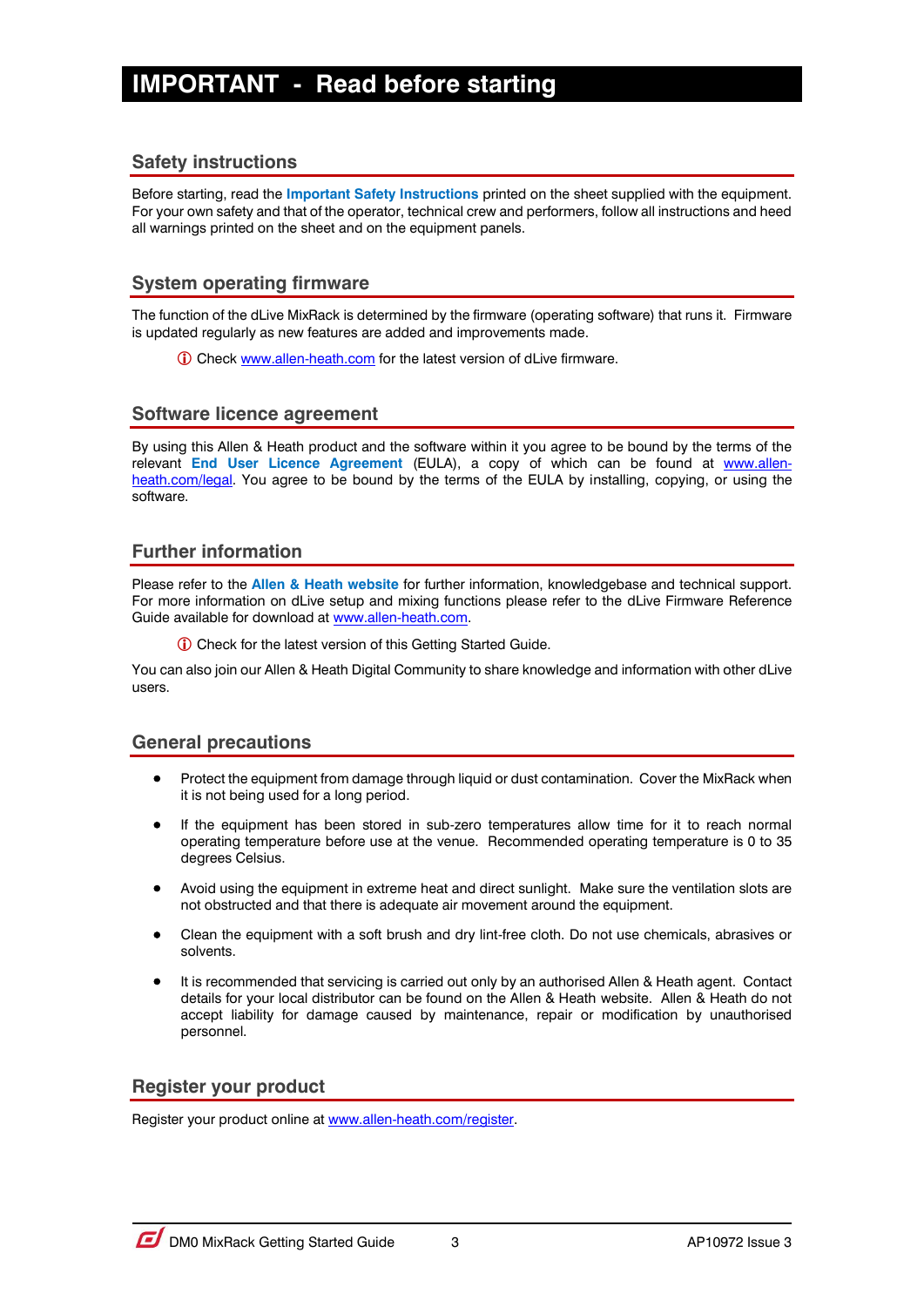# IMPORTANT - Read before starting

## Safety instructions

Before starting, read the **Important Safety Instructions** printed on the sheet supplied with the equipment. For your own safety and that of the operator, technical crew and performers, follow all instructions and heed all warnings printed on the sheet and on the equipment panels.

## System operating firmware

The function of the dLive MixRack is determined by the firmware (operating software) that runs it. Firmware is updated regularly as new features are added and improvements made.

> ⓘ Check www.allen-heath.com for the latest version of dLive firmware.

## Software licence agreement

By using this Allen & Heath product and the software within it you agree to be bound by the terms of the relevant **End User Licence Agreement** (EULA), a copy of which can be found at www.allen-heath.com/legal. You agree to be bound by the terms of the EULA by installing, copying, or using the software.

## Further information

Please refer to the **Allen & Heath website** for further information, knowledgebase and technical support. For more information on dLive setup and mixing functions please refer to the dLive Firmware Reference Guide available for download at www.allen-heath.com.

> ⓘ Check for the latest version of this Getting Started Guide.

You can also join our Allen & Heath Digital Community to share knowledge and information with other dLive users.

## General precautions

- Protect the equipment from damage through liquid or dust contamination. Cover the MixRack when it is not being used for a long period.
- If the equipment has been stored in sub-zero temperatures allow time for it to reach normal operating temperature before use at the venue. Recommended operating temperature is 0 to 35 degrees Celsius.
- Avoid using the equipment in extreme heat and direct sunlight. Make sure the ventilation slots are not obstructed and that there is adequate air movement around the equipment.
- Clean the equipment with a soft brush and dry lint-free cloth. Do not use chemicals, abrasives or solvents.
- It is recommended that servicing is carried out only by an authorised Allen & Heath agent. Contact details for your local distributor can be found on the Allen & Heath website. Allen & Heath do not accept liability for damage caused by maintenance, repair or modification by unauthorised personnel.

## Register your product

Register your product online at www.allen-heath.com/register.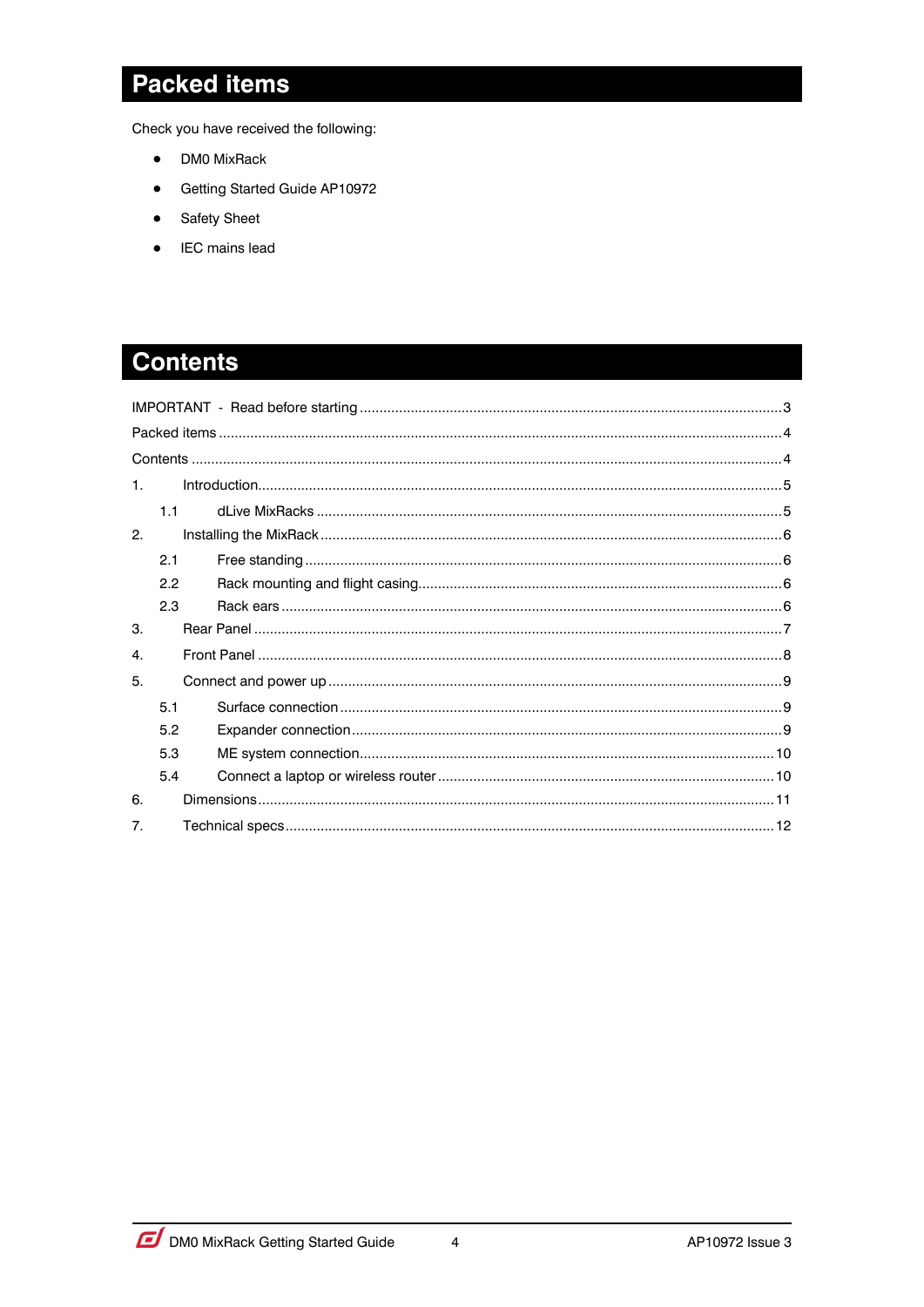# Packed items

Check you have received the following:

- DM0 MixRack
- Getting Started Guide AP10972
- Safety Sheet
- IEC mains lead

# Contents

IMPORTANT - Read before starting ........................................ 3

Packed items ........................................ 4

Contents ........................................ 4

1. Introduction ........................................ 5
   - 1.1 dLive MixRacks ........................................ 5
2. Installing the MixRack ........................................ 6
   - 2.1 Free standing ........................................ 6
   - 2.2 Rack mounting and flight casing ........................................ 6
   - 2.3 Rack ears ........................................ 6
3. Rear Panel ........................................ 7
4. Front Panel ........................................ 8
5. Connect and power up ........................................ 9
   - 5.1 Surface connection ........................................ 9
   - 5.2 Expander connection ........................................ 9
   - 5.3 ME system connection ........................................ 10
   - 5.4 Connect a laptop or wireless router ........................................ 10
6. Dimensions ........................................ 11
7. Technical specs ........................................ 12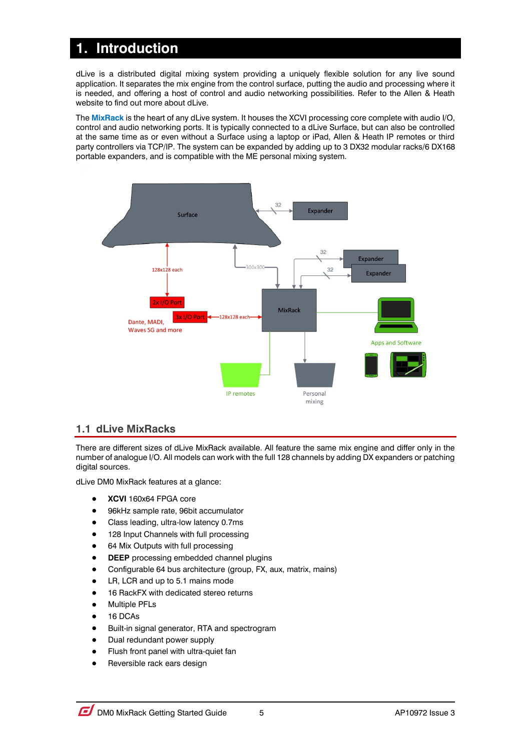# 1. Introduction

dLive is a distributed digital mixing system providing a uniquely flexible solution for any live sound application. It separates the mix engine from the control surface, putting the audio and processing where it is needed, and offering a host of control and audio networking possibilities. Refer to the Allen & Heath website to find out more about dLive.

The **MixRack** is the heart of any dLive system. It houses the XCVI processing core complete with audio I/O, control and audio networking ports. It is typically connected to a dLive Surface, but can also be controlled at the same time as or even without a Surface using a laptop or iPad, Allen & Heath IP remotes or third party controllers via TCP/IP. The system can be expanded by adding up to 3 DX32 modular racks/6 DX168 portable expanders, and is compatible with the ME personal mixing system.

## 1.1 dLive MixRacks

There are different sizes of dLive MixRack available. All feature the same mix engine and differ only in the number of analogue I/O. All models can work with the full 128 channels by adding DX expanders or patching digital sources.

dLive DM0 MixRack features at a glance:

- **XCVI** 160x64 FPGA core
- 96kHz sample rate, 96bit accumulator
- Class leading, ultra-low latency 0.7ms
- 128 Input Channels with full processing
- 64 Mix Outputs with full processing
- **DEEP** processing embedded channel plugins
- Configurable 64 bus architecture (group, FX, aux, matrix, mains)
- LR, LCR and up to 5.1 mains mode
- 16 RackFX with dedicated stereo returns
- Multiple PFLs
- 16 DCAs
- Built-in signal generator, RTA and spectrogram
- Dual redundant power supply
- Flush front panel with ultra-quiet fan
- Reversible rack ears design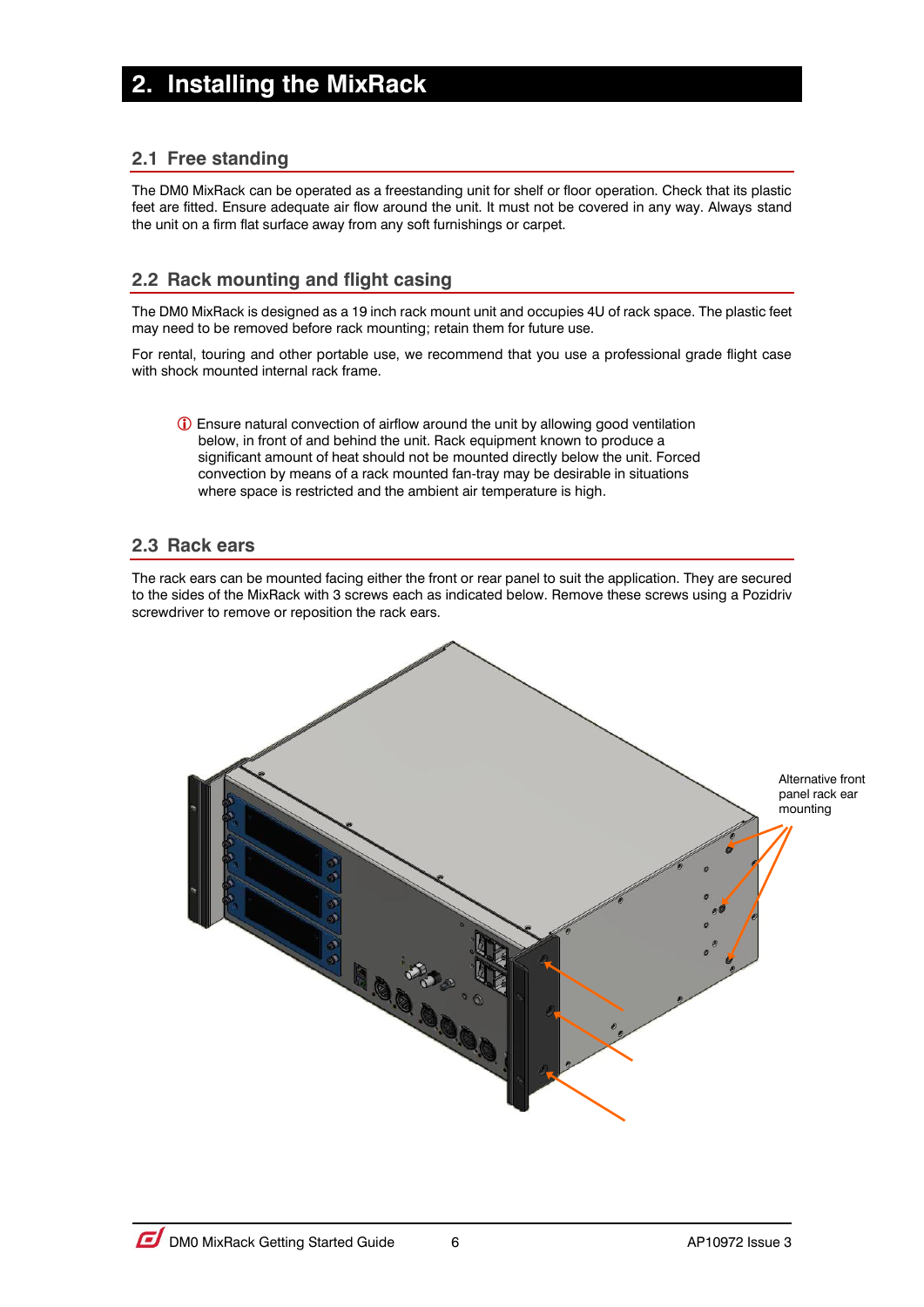# 2. Installing the MixRack

## 2.1 Free standing

The DM0 MixRack can be operated as a freestanding unit for shelf or floor operation. Check that its plastic feet are fitted. Ensure adequate air flow around the unit. It must not be covered in any way. Always stand the unit on a firm flat surface away from any soft furnishings or carpet.

## 2.2 Rack mounting and flight casing

The DM0 MixRack is designed as a 19 inch rack mount unit and occupies 4U of rack space. The plastic feet may need to be removed before rack mounting; retain them for future use.

For rental, touring and other portable use, we recommend that you use a professional grade flight case with shock mounted internal rack frame.

ⓘ Ensure natural convection of airflow around the unit by allowing good ventilation below, in front of and behind the unit. Rack equipment known to produce a significant amount of heat should not be mounted directly below the unit. Forced convection by means of a rack mounted fan-tray may be desirable in situations where space is restricted and the ambient air temperature is high.

## 2.3 Rack ears

The rack ears can be mounted facing either the front or rear panel to suit the application. They are secured to the sides of the MixRack with 3 screws each as indicated below. Remove these screws using a Pozidriv screwdriver to remove or reposition the rack ears.

Alternative front panel rack ear mounting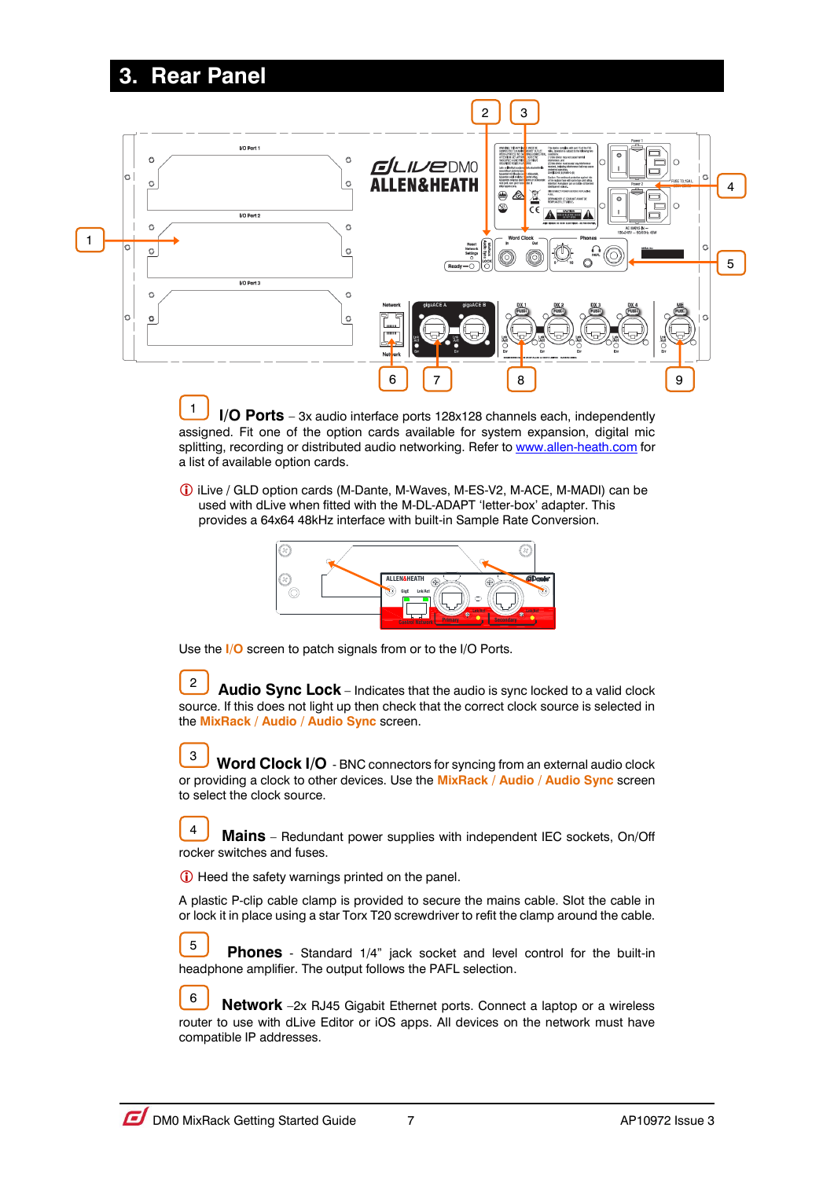# 3. Rear Panel

1 **I/O Ports** – 3x audio interface ports 128x128 channels each, independently assigned. Fit one of the option cards available for system expansion, digital mic splitting, recording or distributed audio networking. Refer to www.allen-heath.com for a list of available option cards.

ⓘ iLive / GLD option cards (M-Dante, M-Waves, M-ES-V2, M-ACE, M-MADI) can be used with dLive when fitted with the M-DL-ADAPT 'letter-box' adapter. This provides a 64x64 48kHz interface with built-in Sample Rate Conversion.

Use the **I/O** screen to patch signals from or to the I/O Ports.

2 **Audio Sync Lock** – Indicates that the audio is sync locked to a valid clock source. If this does not light up then check that the correct clock source is selected in the **MixRack / Audio / Audio Sync** screen.

3 **Word Clock I/O** - BNC connectors for syncing from an external audio clock or providing a clock to other devices. Use the **MixRack / Audio / Audio Sync** screen to select the clock source.

4 **Mains** – Redundant power supplies with independent IEC sockets, On/Off rocker switches and fuses.

ⓘ Heed the safety warnings printed on the panel.

A plastic P-clip cable clamp is provided to secure the mains cable. Slot the cable in or lock it in place using a star Torx T20 screwdriver to refit the clamp around the cable.

5 **Phones** - Standard 1/4" jack socket and level control for the built-in headphone amplifier. The output follows the PAFL selection.

6 **Network** –2x RJ45 Gigabit Ethernet ports. Connect a laptop or a wireless router to use with dLive Editor or iOS apps. All devices on the network must have compatible IP addresses.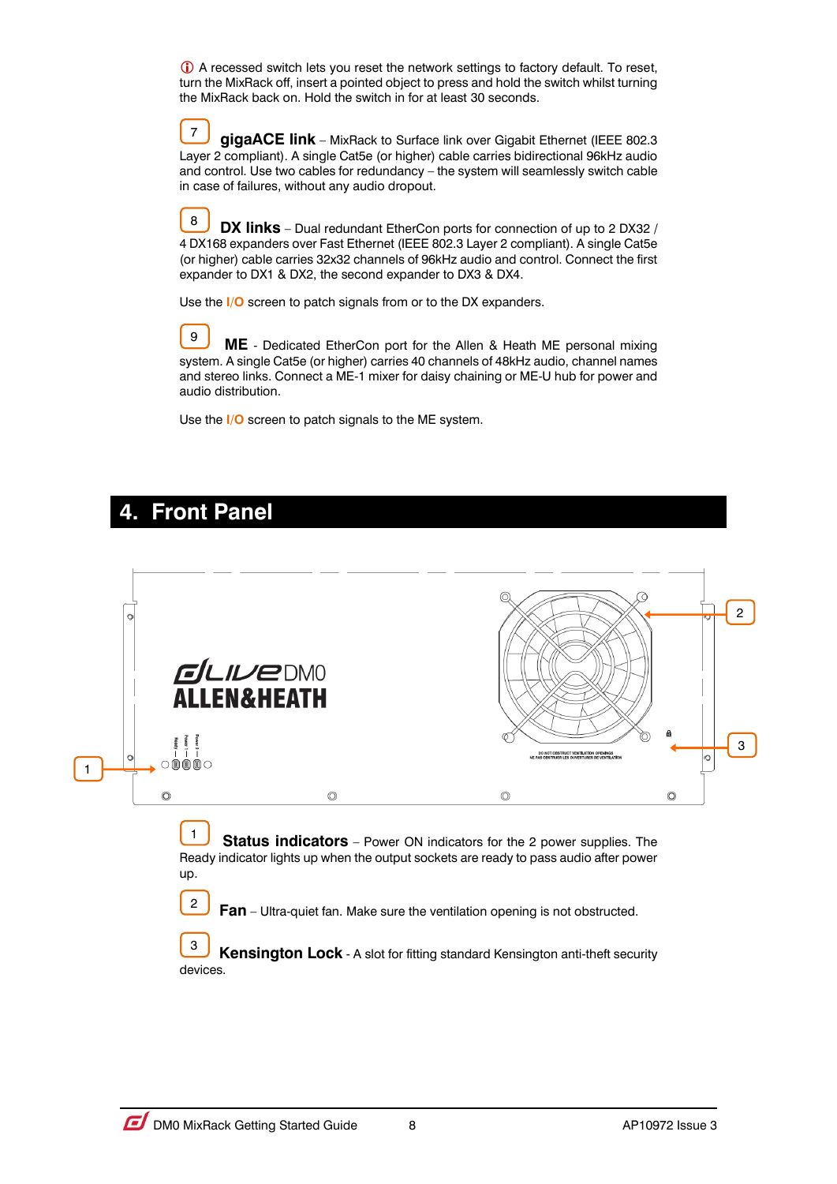ⓘ A recessed switch lets you reset the network settings to factory default. To reset, turn the MixRack off, insert a pointed object to press and hold the switch whilst turning the MixRack back on. Hold the switch in for at least 30 seconds.

7 **gigaACE link** – MixRack to Surface link over Gigabit Ethernet (IEEE 802.3 Layer 2 compliant). A single Cat5e (or higher) cable carries bidirectional 96kHz audio and control. Use two cables for redundancy – the system will seamlessly switch cable in case of failures, without any audio dropout.

8 **DX links** – Dual redundant EtherCon ports for connection of up to 2 DX32 / 4 DX168 expanders over Fast Ethernet (IEEE 802.3 Layer 2 compliant). A single Cat5e (or higher) cable carries 32x32 channels of 96kHz audio and control. Connect the first expander to DX1 & DX2, the second expander to DX3 & DX4.

Use the **I/O** screen to patch signals from or to the DX expanders.

9 **ME** - Dedicated EtherCon port for the Allen & Heath ME personal mixing system. A single Cat5e (or higher) carries 40 channels of 48kHz audio, channel names and stereo links. Connect a ME-1 mixer for daisy chaining or ME-U hub for power and audio distribution.

Use the **I/O** screen to patch signals to the ME system.

# 4. Front Panel

1 **Status indicators** – Power ON indicators for the 2 power supplies. The Ready indicator lights up when the output sockets are ready to pass audio after power up.

2 **Fan** – Ultra-quiet fan. Make sure the ventilation opening is not obstructed.

3 **Kensington Lock** - A slot for fitting standard Kensington anti-theft security devices.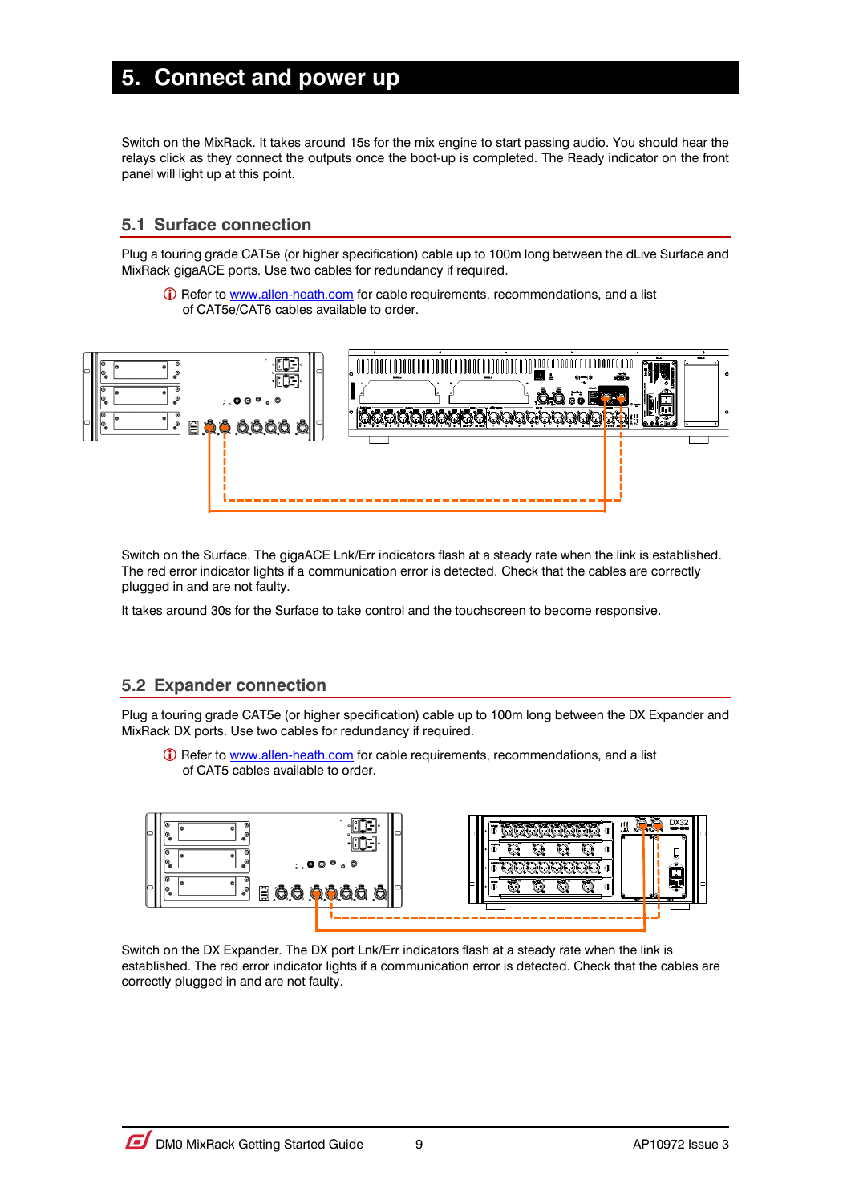# 5. Connect and power up

Switch on the MixRack. It takes around 15s for the mix engine to start passing audio. You should hear the relays click as they connect the outputs once the boot-up is completed. The Ready indicator on the front panel will light up at this point.

## 5.1 Surface connection

Plug a touring grade CAT5e (or higher specification) cable up to 100m long between the dLive Surface and MixRack gigaACE ports. Use two cables for redundancy if required.

ⓘ Refer to www.allen-heath.com for cable requirements, recommendations, and a list of CAT5e/CAT6 cables available to order.

Switch on the Surface. The gigaACE Lnk/Err indicators flash at a steady rate when the link is established. The red error indicator lights if a communication error is detected. Check that the cables are correctly plugged in and are not faulty.

It takes around 30s for the Surface to take control and the touchscreen to become responsive.

## 5.2 Expander connection

Plug a touring grade CAT5e (or higher specification) cable up to 100m long between the DX Expander and MixRack DX ports. Use two cables for redundancy if required.

ⓘ Refer to www.allen-heath.com for cable requirements, recommendations, and a list of CAT5 cables available to order.

Switch on the DX Expander. The DX port Lnk/Err indicators flash at a steady rate when the link is established. The red error indicator lights if a communication error is detected. Check that the cables are correctly plugged in and are not faulty.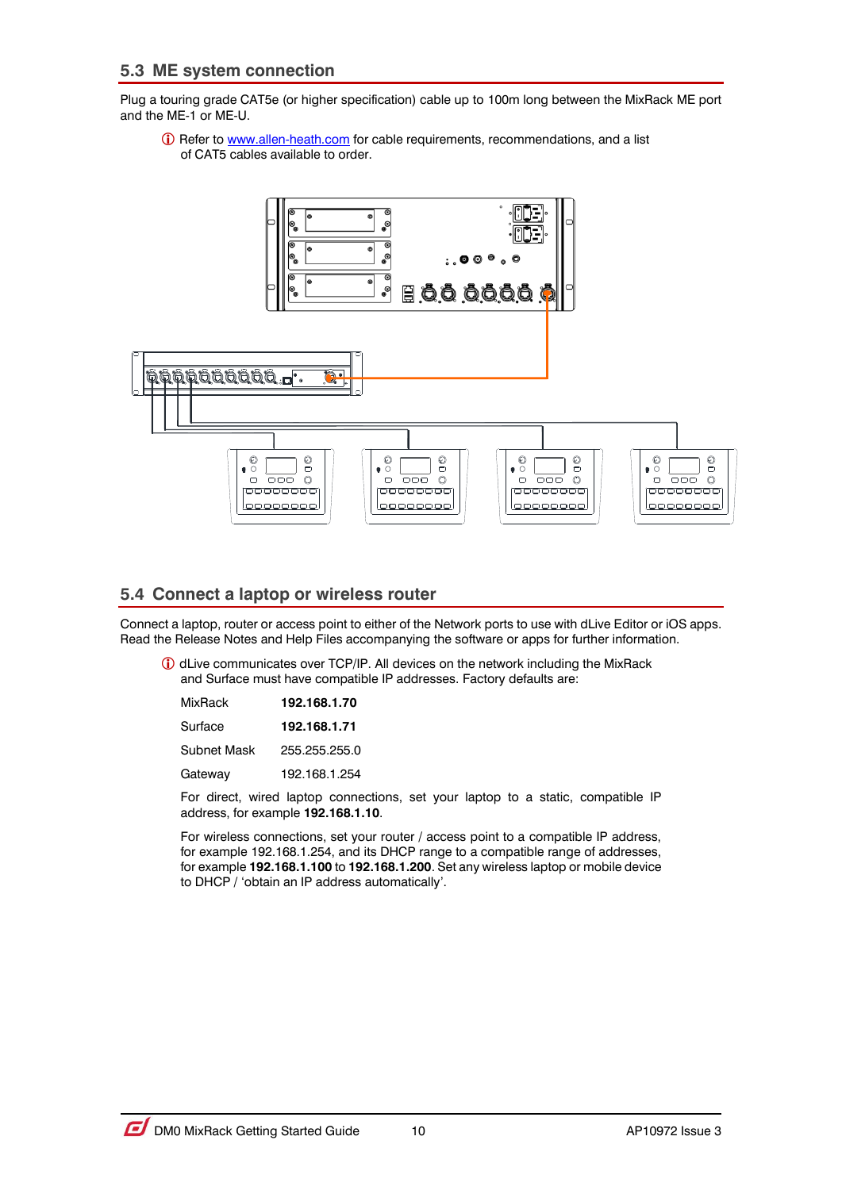## 5.3 ME system connection

Plug a touring grade CAT5e (or higher specification) cable up to 100m long between the MixRack ME port and the ME-1 or ME-U.

ⓘ Refer to www.allen-heath.com for cable requirements, recommendations, and a list of CAT5 cables available to order.

## 5.4 Connect a laptop or wireless router

Connect a laptop, router or access point to either of the Network ports to use with dLive Editor or iOS apps. Read the Release Notes and Help Files accompanying the software or apps for further information.

ⓘ dLive communicates over TCP/IP. All devices on the network including the MixRack and Surface must have compatible IP addresses. Factory defaults are:

| | |
|---|---|
| MixRack | **192.168.1.70** |
| Surface | **192.168.1.71** |
| Subnet Mask | 255.255.255.0 |
| Gateway | 192.168.1.254 |

For direct, wired laptop connections, set your laptop to a static, compatible IP address, for example **192.168.1.10**.

For wireless connections, set your router / access point to a compatible IP address, for example 192.168.1.254, and its DHCP range to a compatible range of addresses, for example **192.168.1.100** to **192.168.1.200**. Set any wireless laptop or mobile device to DHCP / 'obtain an IP address automatically'.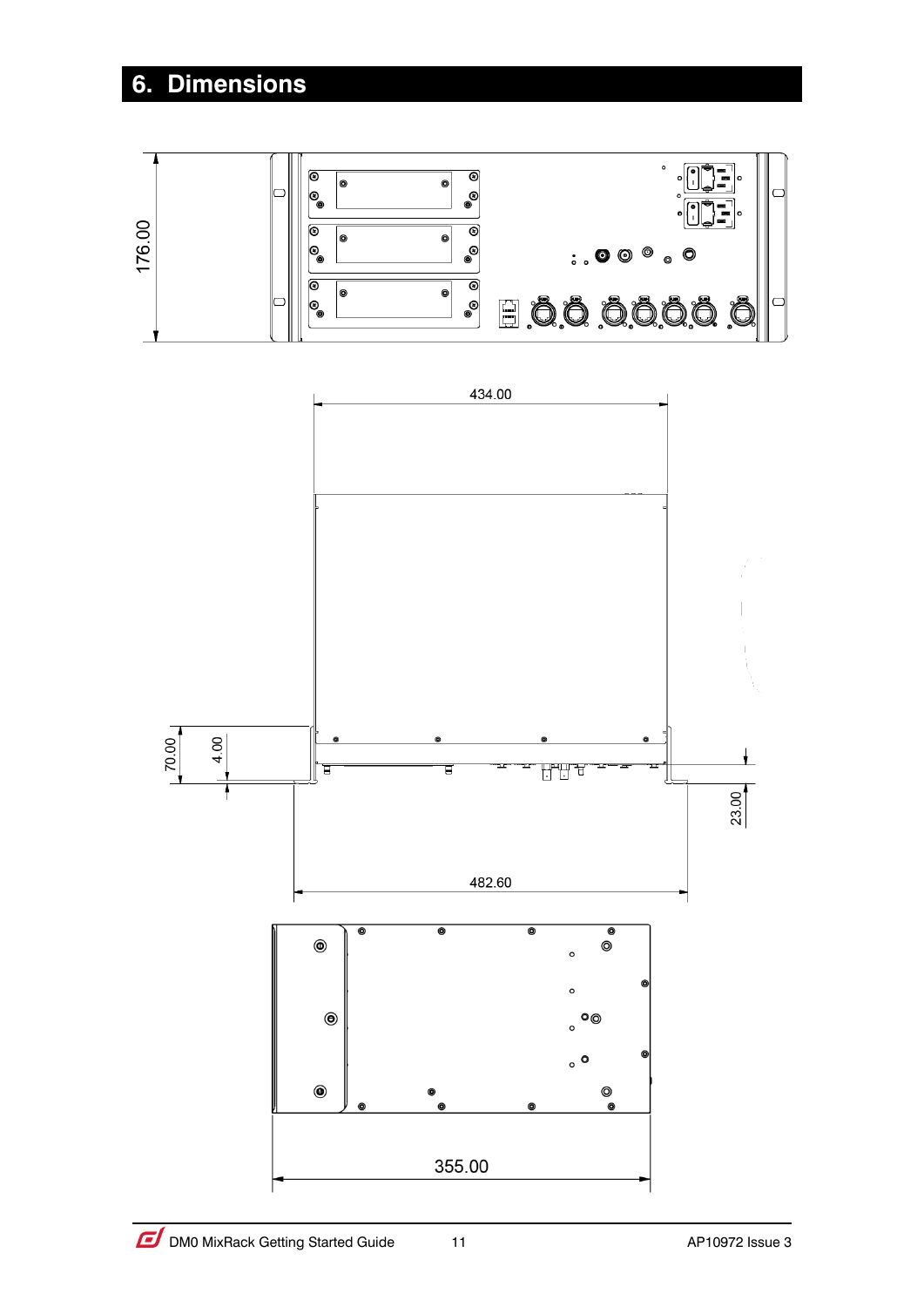# 6. Dimensions

176.00

434.00

70.00

4.00

23.00

482.60

355.00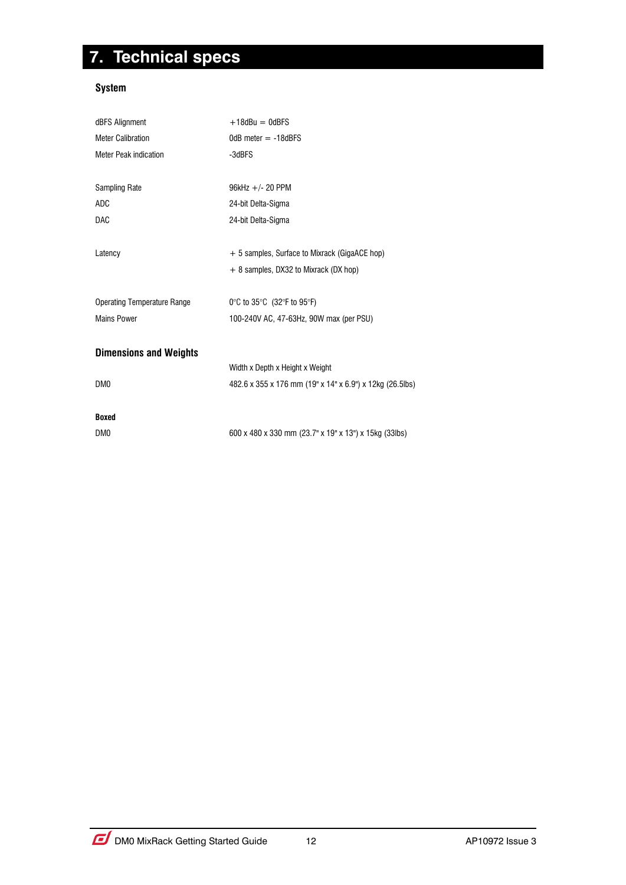// 7. Technical specs

### System

| | |
|---|---|
| dBFS Alignment | +18dBu = 0dBFS |
| Meter Calibration | 0dB meter = -18dBFS |
| Meter Peak indication | -3dBFS |
| | |
| Sampling Rate | 96kHz +/- 20 PPM |
| ADC | 24-bit Delta-Sigma |
| DAC | 24-bit Delta-Sigma |
| | |
| Latency | + 5 samples, Surface to Mixrack (GigaACE hop) |
| | + 8 samples, DX32 to Mixrack (DX hop) |
| | |
| Operating Temperature Range | 0°C to 35°C (32°F to 95°F) |
| Mains Power | 100-240V AC, 47-63Hz, 90W max (per PSU) |

### Dimensions and Weights

| | Width x Depth x Height x Weight |
|---|---|
| DM0 | 482.6 x 355 x 176 mm (19" x 14" x 6.9") x 12kg (26.5lbs) |

**Boxed**

| | |
|---|---|
| DM0 | 600 x 480 x 330 mm (23.7" x 19" x 13") x 15kg (33lbs) |